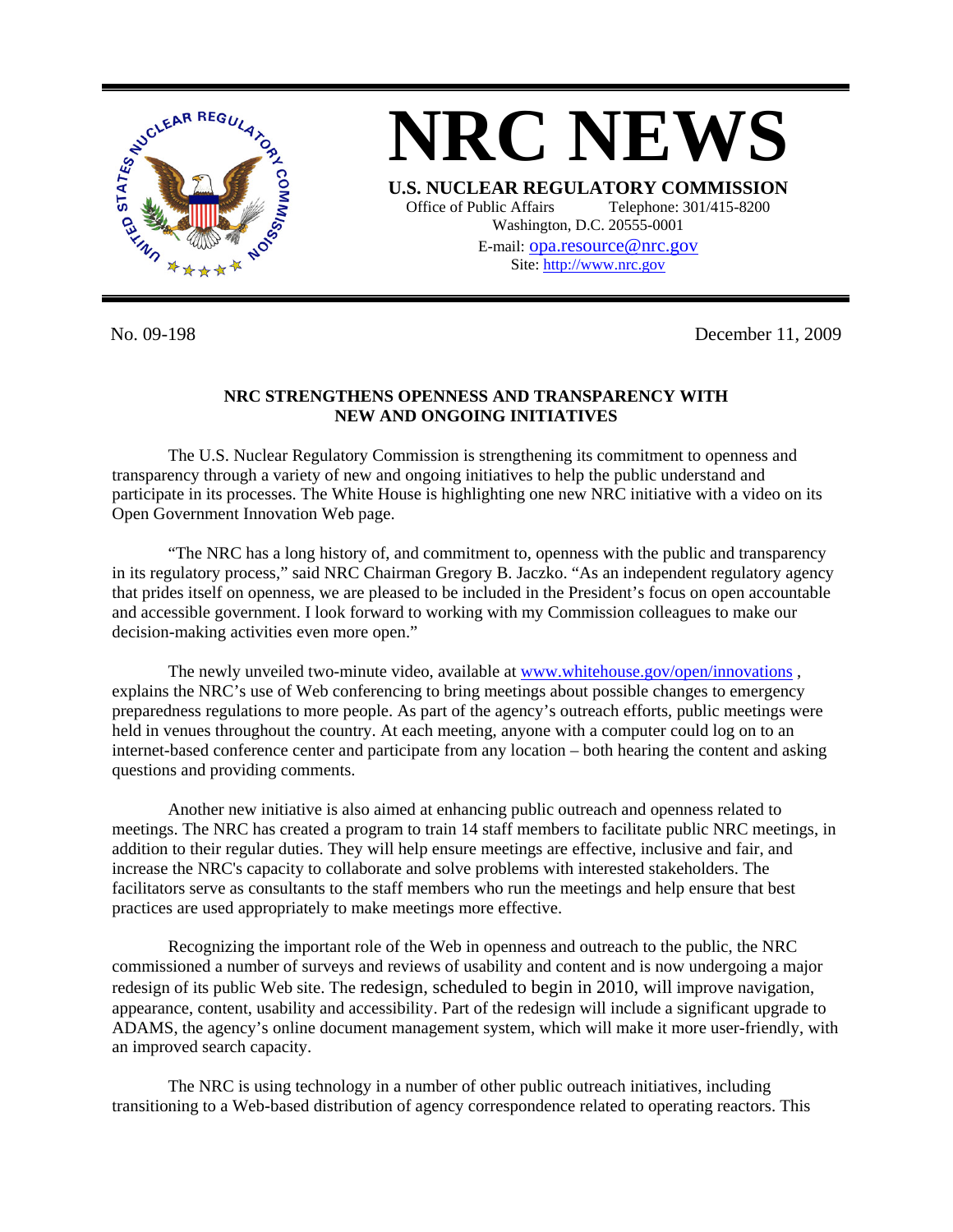# NRC NEWS

**U.S. NUCLEAR REGULATORY COMMISSION**
Office of Public Affairs Telephone: 301/415-8200
Washington, D.C. 20555-0001
E-mail: opa.resource@nrc.gov
Site: http://www.nrc.gov

No. 09-198 December 11, 2009

## NRC STRENGTHENS OPENNESS AND TRANSPARENCY WITH NEW AND ONGOING INITIATIVES

The U.S. Nuclear Regulatory Commission is strengthening its commitment to openness and transparency through a variety of new and ongoing initiatives to help the public understand and participate in its processes. The White House is highlighting one new NRC initiative with a video on its Open Government Innovation Web page.

"The NRC has a long history of, and commitment to, openness with the public and transparency in its regulatory process," said NRC Chairman Gregory B. Jaczko. "As an independent regulatory agency that prides itself on openness, we are pleased to be included in the President's focus on open accountable and accessible government. I look forward to working with my Commission colleagues to make our decision-making activities even more open."

The newly unveiled two-minute video, available at www.whitehouse.gov/open/innovations , explains the NRC's use of Web conferencing to bring meetings about possible changes to emergency preparedness regulations to more people. As part of the agency's outreach efforts, public meetings were held in venues throughout the country. At each meeting, anyone with a computer could log on to an internet-based conference center and participate from any location – both hearing the content and asking questions and providing comments.

Another new initiative is also aimed at enhancing public outreach and openness related to meetings. The NRC has created a program to train 14 staff members to facilitate public NRC meetings, in addition to their regular duties. They will help ensure meetings are effective, inclusive and fair, and increase the NRC's capacity to collaborate and solve problems with interested stakeholders. The facilitators serve as consultants to the staff members who run the meetings and help ensure that best practices are used appropriately to make meetings more effective.

Recognizing the important role of the Web in openness and outreach to the public, the NRC commissioned a number of surveys and reviews of usability and content and is now undergoing a major redesign of its public Web site. The redesign, scheduled to begin in 2010, will improve navigation, appearance, content, usability and accessibility. Part of the redesign will include a significant upgrade to ADAMS, the agency's online document management system, which will make it more user-friendly, with an improved search capacity.

The NRC is using technology in a number of other public outreach initiatives, including transitioning to a Web-based distribution of agency correspondence related to operating reactors. This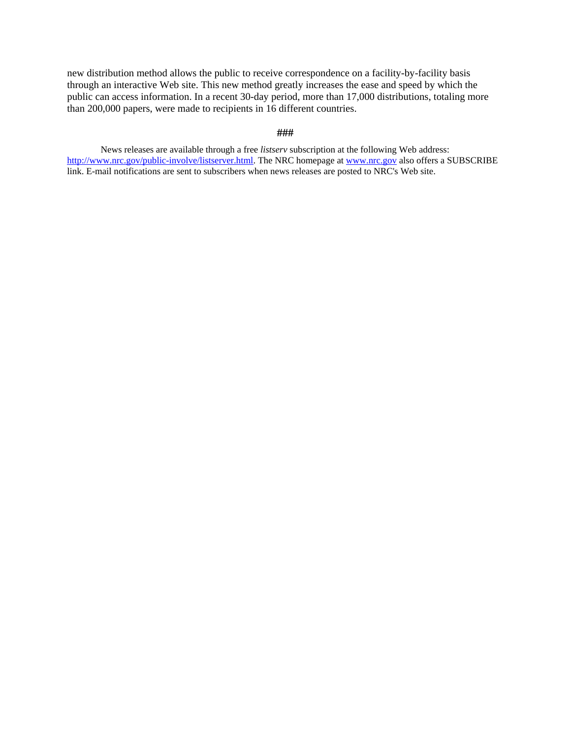new distribution method allows the public to receive correspondence on a facility-by-facility basis through an interactive Web site. This new method greatly increases the ease and speed by which the public can access information. In a recent 30-day period, more than 17,000 distributions, totaling more than 200,000 papers, were made to recipients in 16 different countries.

###

News releases are available through a free *listserv* subscription at the following Web address: [http://www.nrc.gov/public-involve/listserver.html](http://www.nrc.gov/public-involve/listserver.html). The NRC homepage at [www.nrc.gov](http://www.nrc.gov) also offers a SUBSCRIBE link. E-mail notifications are sent to subscribers when news releases are posted to NRC's Web site.